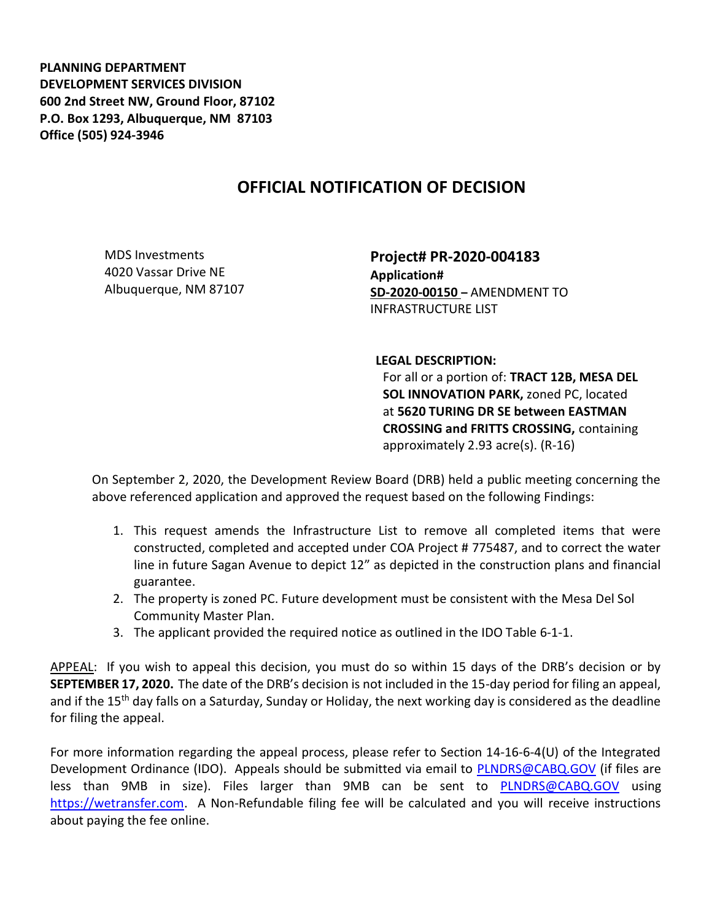**PLANNING DEPARTMENT**
**DEVELOPMENT SERVICES DIVISION**
**600 2nd Street NW, Ground Floor, 87102**
**P.O. Box 1293, Albuquerque, NM 87103**
**Office (505) 924-3946**

# OFFICIAL NOTIFICATION OF DECISION

MDS Investments
4020 Vassar Drive NE
Albuquerque, NM 87107

**Project# PR-2020-004183**
**Application#**
**SD-2020-00150 –** AMENDMENT TO INFRASTRUCTURE LIST

**LEGAL DESCRIPTION:**
For all or a portion of: **TRACT 12B, MESA DEL SOL INNOVATION PARK,** zoned PC, located at **5620 TURING DR SE between EASTMAN CROSSING and FRITTS CROSSING,** containing approximately 2.93 acre(s). (R-16)

On September 2, 2020, the Development Review Board (DRB) held a public meeting concerning the above referenced application and approved the request based on the following Findings:

1. This request amends the Infrastructure List to remove all completed items that were constructed, completed and accepted under COA Project # 775487, and to correct the water line in future Sagan Avenue to depict 12" as depicted in the construction plans and financial guarantee.
2. The property is zoned PC. Future development must be consistent with the Mesa Del Sol Community Master Plan.
3. The applicant provided the required notice as outlined in the IDO Table 6-1-1.

APPEAL: If you wish to appeal this decision, you must do so within 15 days of the DRB's decision or by **SEPTEMBER 17, 2020.** The date of the DRB's decision is not included in the 15-day period for filing an appeal, and if the 15th day falls on a Saturday, Sunday or Holiday, the next working day is considered as the deadline for filing the appeal.

For more information regarding the appeal process, please refer to Section 14-16-6-4(U) of the Integrated Development Ordinance (IDO). Appeals should be submitted via email to PLNDRS@CABQ.GOV (if files are less than 9MB in size). Files larger than 9MB can be sent to PLNDRS@CABQ.GOV using https://wetransfer.com. A Non-Refundable filing fee will be calculated and you will receive instructions about paying the fee online.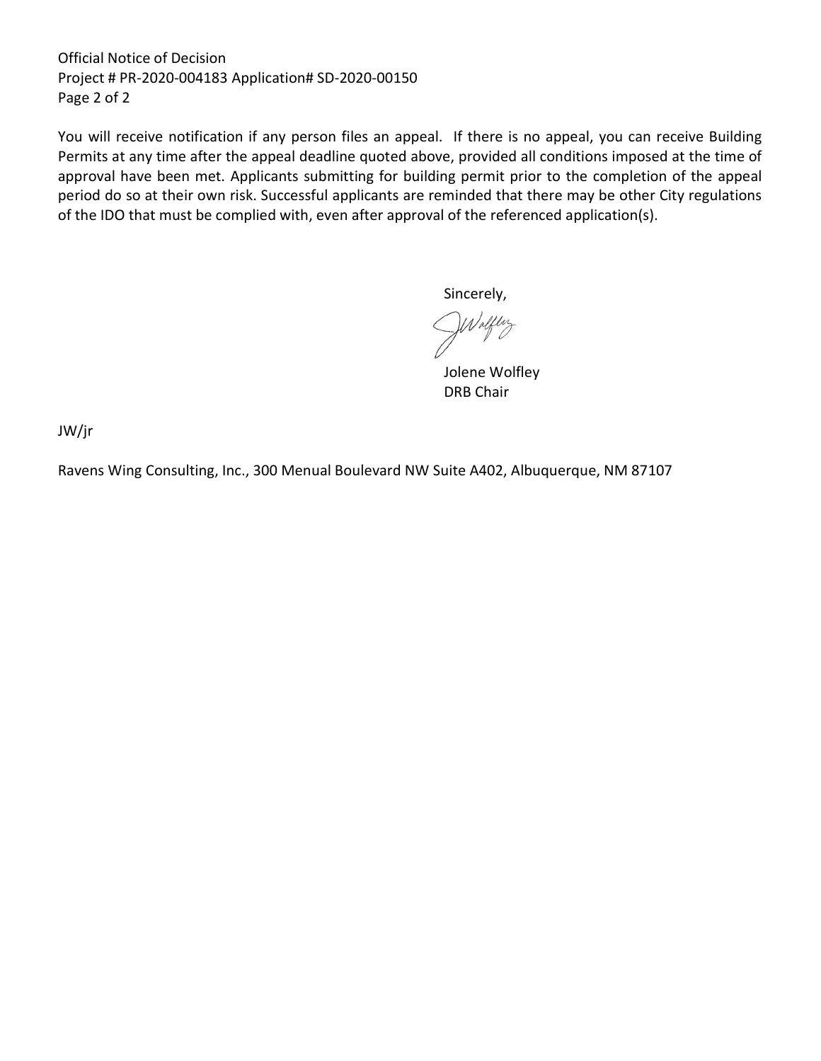You will receive notification if any person files an appeal. If there is no appeal, you can receive Building Permits at any time after the appeal deadline quoted above, provided all conditions imposed at the time of approval have been met. Applicants submitting for building permit prior to the completion of the appeal period do so at their own risk. Successful applicants are reminded that there may be other City regulations of the IDO that must be complied with, even after approval of the referenced application(s).

Sincerely,

Jolene Wolfley
DRB Chair

JW/jr

Ravens Wing Consulting, Inc., 300 Menual Boulevard NW Suite A402, Albuquerque, NM 87107